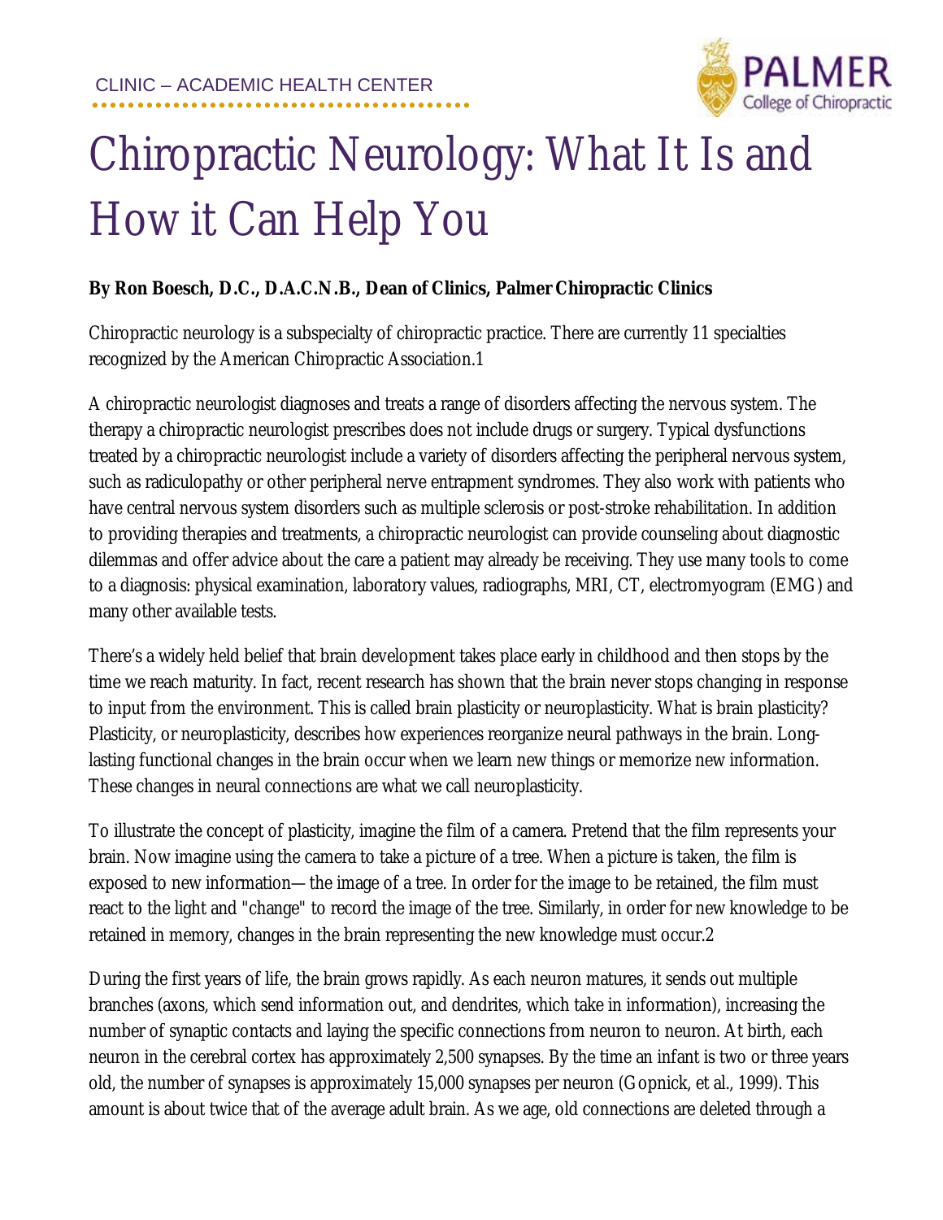CLINIC – ACADEMIC HEALTH CENTER

# Chiropractic Neurology: What It Is and How it Can Help You

**By Ron Boesch, D.C., D.A.C.N.B., Dean of Clinics, Palmer Chiropractic Clinics**

Chiropractic neurology is a subspecialty of chiropractic practice. There are currently 11 specialties recognized by the American Chiropractic Association.1

A chiropractic neurologist diagnoses and treats a range of disorders affecting the nervous system. The therapy a chiropractic neurologist prescribes does not include drugs or surgery. Typical dysfunctions treated by a chiropractic neurologist include a variety of disorders affecting the peripheral nervous system, such as radiculopathy or other peripheral nerve entrapment syndromes. They also work with patients who have central nervous system disorders such as multiple sclerosis or post-stroke rehabilitation. In addition to providing therapies and treatments, a chiropractic neurologist can provide counseling about diagnostic dilemmas and offer advice about the care a patient may already be receiving. They use many tools to come to a diagnosis: physical examination, laboratory values, radiographs, MRI, CT, electromyogram (EMG) and many other available tests.

There's a widely held belief that brain development takes place early in childhood and then stops by the time we reach maturity. In fact, recent research has shown that the brain never stops changing in response to input from the environment. This is called brain plasticity or neuroplasticity. What is brain plasticity? Plasticity, or neuroplasticity, describes how experiences reorganize neural pathways in the brain. Long-lasting functional changes in the brain occur when we learn new things or memorize new information. These changes in neural connections are what we call neuroplasticity.

To illustrate the concept of plasticity, imagine the film of a camera. Pretend that the film represents your brain. Now imagine using the camera to take a picture of a tree. When a picture is taken, the film is exposed to new information— the image of a tree. In order for the image to be retained, the film must react to the light and "change" to record the image of the tree. Similarly, in order for new knowledge to be retained in memory, changes in the brain representing the new knowledge must occur.2

During the first years of life, the brain grows rapidly. As each neuron matures, it sends out multiple branches (axons, which send information out, and dendrites, which take in information), increasing the number of synaptic contacts and laying the specific connections from neuron to neuron. At birth, each neuron in the cerebral cortex has approximately 2,500 synapses. By the time an infant is two or three years old, the number of synapses is approximately 15,000 synapses per neuron (Gopnick, et al., 1999). This amount is about twice that of the average adult brain. As we age, old connections are deleted through a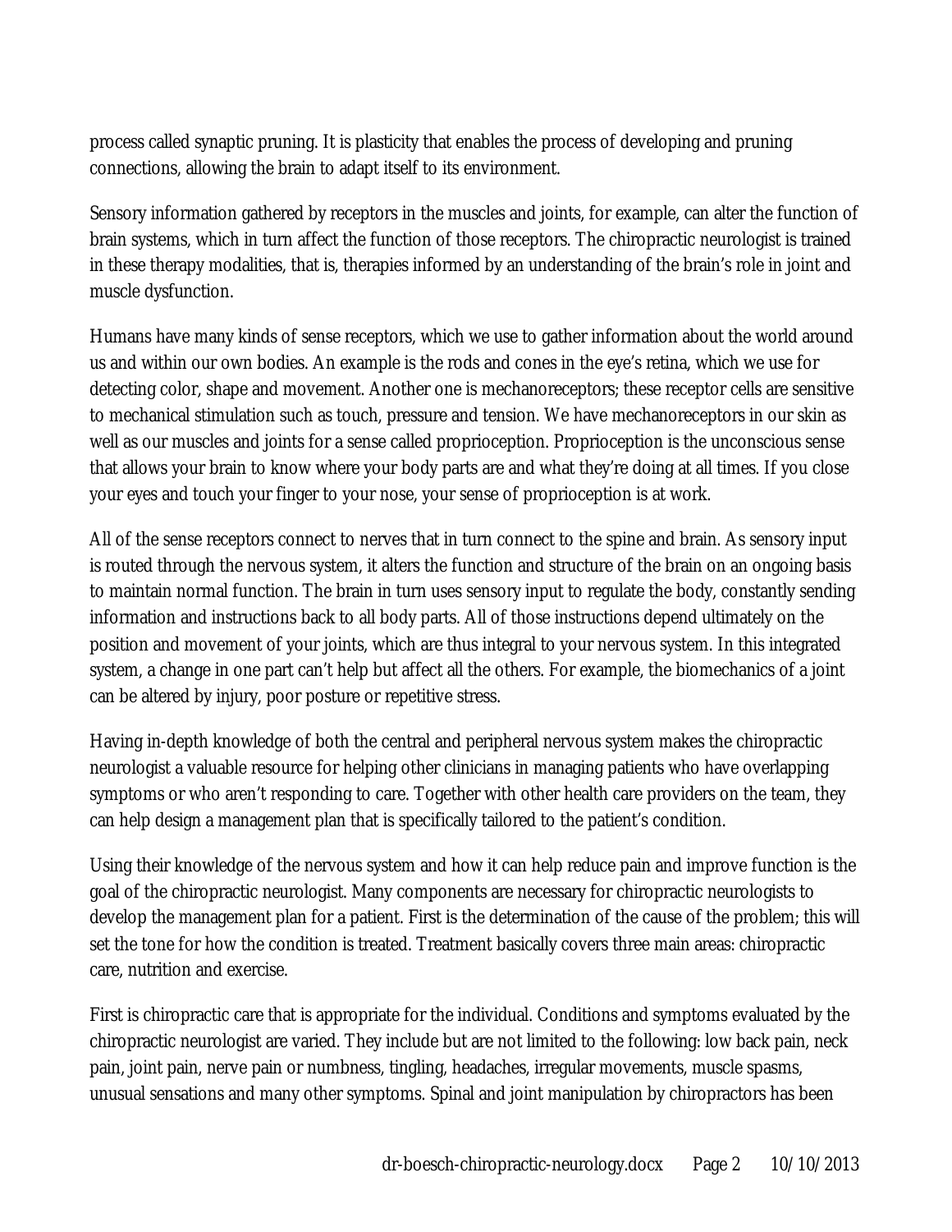process called synaptic pruning. It is plasticity that enables the process of developing and pruning connections, allowing the brain to adapt itself to its environment.

Sensory information gathered by receptors in the muscles and joints, for example, can alter the function of brain systems, which in turn affect the function of those receptors. The chiropractic neurologist is trained in these therapy modalities, that is, therapies informed by an understanding of the brain's role in joint and muscle dysfunction.

Humans have many kinds of sense receptors, which we use to gather information about the world around us and within our own bodies. An example is the rods and cones in the eye's retina, which we use for detecting color, shape and movement. Another one is mechanoreceptors; these receptor cells are sensitive to mechanical stimulation such as touch, pressure and tension. We have mechanoreceptors in our skin as well as our muscles and joints for a sense called proprioception. Proprioception is the unconscious sense that allows your brain to know where your body parts are and what they're doing at all times. If you close your eyes and touch your finger to your nose, your sense of proprioception is at work.

All of the sense receptors connect to nerves that in turn connect to the spine and brain. As sensory input is routed through the nervous system, it alters the function and structure of the brain on an ongoing basis to maintain normal function. The brain in turn uses sensory input to regulate the body, constantly sending information and instructions back to all body parts. All of those instructions depend ultimately on the position and movement of your joints, which are thus integral to your nervous system. In this integrated system, a change in one part can't help but affect all the others. For example, the biomechanics of a joint can be altered by injury, poor posture or repetitive stress.

Having in-depth knowledge of both the central and peripheral nervous system makes the chiropractic neurologist a valuable resource for helping other clinicians in managing patients who have overlapping symptoms or who aren't responding to care. Together with other health care providers on the team, they can help design a management plan that is specifically tailored to the patient's condition.

Using their knowledge of the nervous system and how it can help reduce pain and improve function is the goal of the chiropractic neurologist. Many components are necessary for chiropractic neurologists to develop the management plan for a patient. First is the determination of the cause of the problem; this will set the tone for how the condition is treated. Treatment basically covers three main areas: chiropractic care, nutrition and exercise.

First is chiropractic care that is appropriate for the individual. Conditions and symptoms evaluated by the chiropractic neurologist are varied. They include but are not limited to the following: low back pain, neck pain, joint pain, nerve pain or numbness, tingling, headaches, irregular movements, muscle spasms, unusual sensations and many other symptoms. Spinal and joint manipulation by chiropractors has been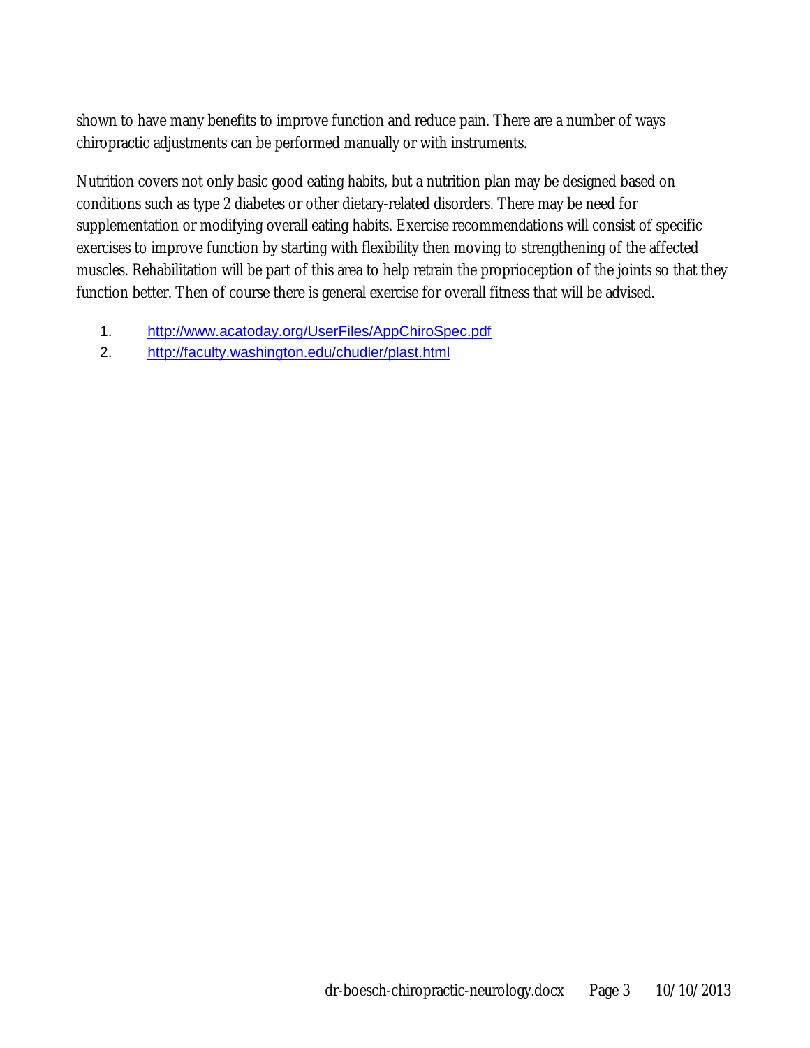shown to have many benefits to improve function and reduce pain. There are a number of ways chiropractic adjustments can be performed manually or with instruments.

Nutrition covers not only basic good eating habits, but a nutrition plan may be designed based on conditions such as type 2 diabetes or other dietary-related disorders. There may be need for supplementation or modifying overall eating habits. Exercise recommendations will consist of specific exercises to improve function by starting with flexibility then moving to strengthening of the affected muscles. Rehabilitation will be part of this area to help retrain the proprioception of the joints so that they function better. Then of course there is general exercise for overall fitness that will be advised.

1. http://www.acatoday.org/UserFiles/AppChiroSpec.pdf
2. http://faculty.washington.edu/chudler/plast.html